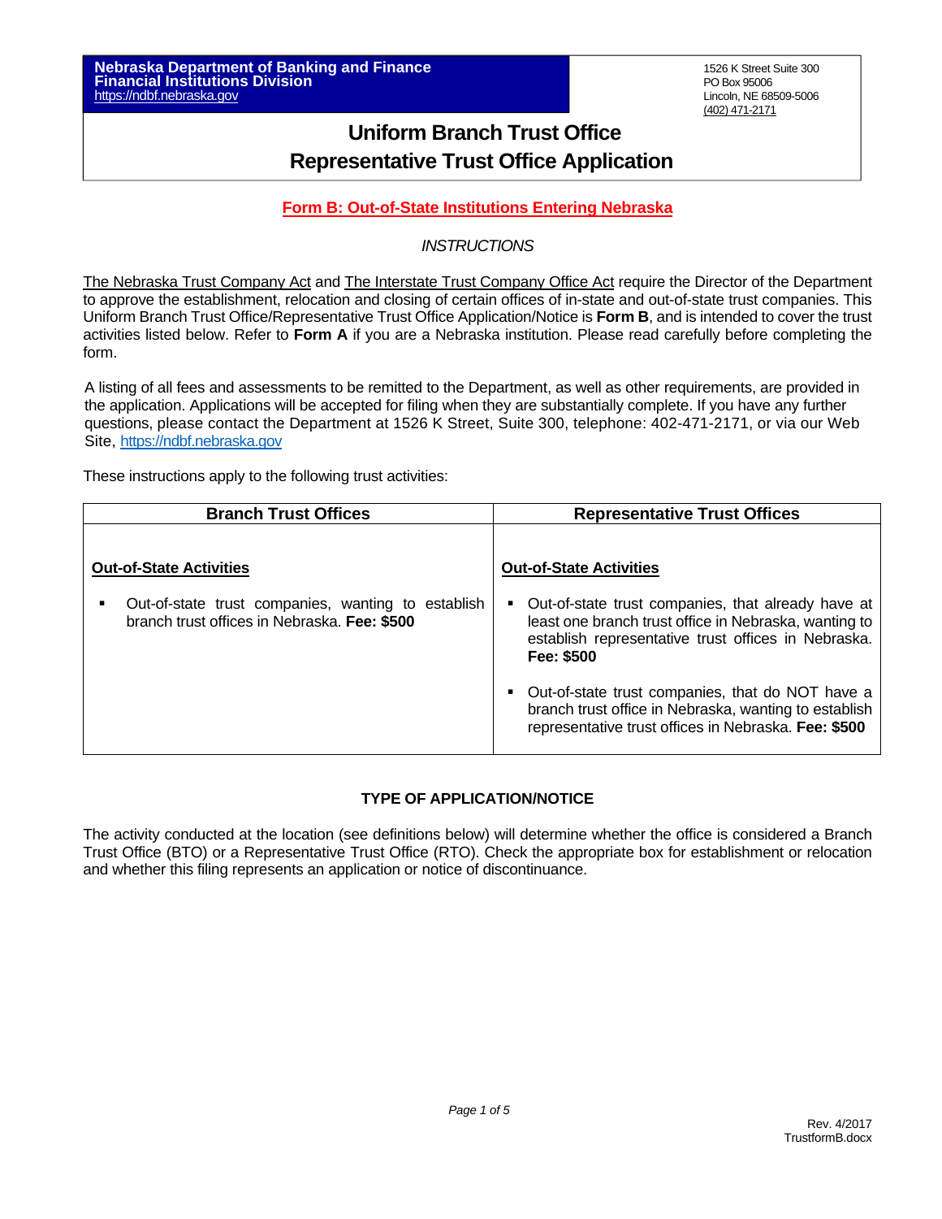**Nebraska Department of Banking and Finance**
**Financial Institutions Division**
https://ndbf.nebraska.gov

1526 K Street Suite 300
PO Box 95006
Lincoln, NE 68509-5006
(402) 471-2171

# Uniform Branch Trust Office
# Representative Trust Office Application

## Form B: Out-of-State Institutions Entering Nebraska

*INSTRUCTIONS*

The Nebraska Trust Company Act and The Interstate Trust Company Office Act require the Director of the Department to approve the establishment, relocation and closing of certain offices of in-state and out-of-state trust companies. This Uniform Branch Trust Office/Representative Trust Office Application/Notice is **Form B**, and is intended to cover the trust activities listed below. Refer to **Form A** if you are a Nebraska institution. Please read carefully before completing the form.

A listing of all fees and assessments to be remitted to the Department, as well as other requirements, are provided in the application. Applications will be accepted for filing when they are substantially complete. If you have any further questions, please contact the Department at 1526 K Street, Suite 300, telephone: 402-471-2171, or via our Web Site, https://ndbf.nebraska.gov

These instructions apply to the following trust activities:

| Branch Trust Offices | Representative Trust Offices |
|---|---|
| **Out-of-State Activities**<br>▪ Out-of-state trust companies, wanting to establish branch trust offices in Nebraska. **Fee: $500** | **Out-of-State Activities**<br>▪ Out-of-state trust companies, that already have at least one branch trust office in Nebraska, wanting to establish representative trust offices in Nebraska. **Fee: $500**<br>▪ Out-of-state trust companies, that do NOT have a branch trust office in Nebraska, wanting to establish representative trust offices in Nebraska. **Fee: $500** |

### TYPE OF APPLICATION/NOTICE

The activity conducted at the location (see definitions below) will determine whether the office is considered a Branch Trust Office (BTO) or a Representative Trust Office (RTO). Check the appropriate box for establishment or relocation and whether this filing represents an application or notice of discontinuance.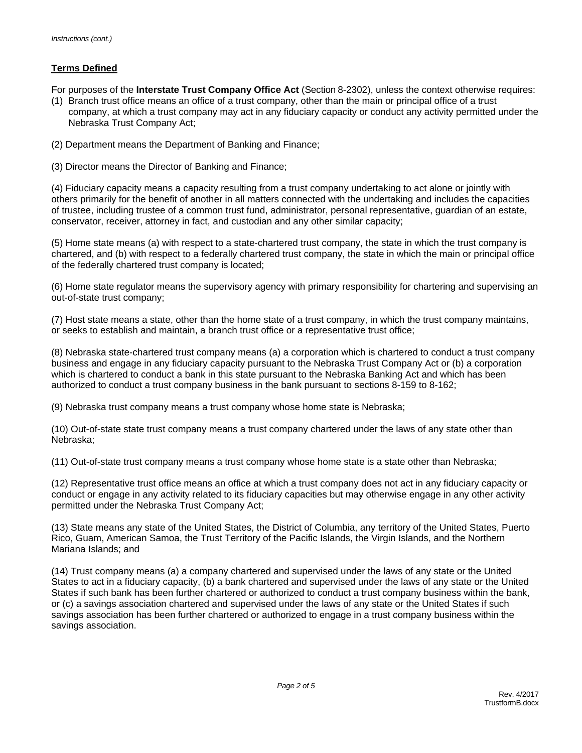*Instructions (cont.)*

**Terms Defined**

For purposes of the **Interstate Trust Company Office Act** (Section 8-2302), unless the context otherwise requires:

(1) Branch trust office means an office of a trust company, other than the main or principal office of a trust company, at which a trust company may act in any fiduciary capacity or conduct any activity permitted under the Nebraska Trust Company Act;

(2) Department means the Department of Banking and Finance;

(3) Director means the Director of Banking and Finance;

(4) Fiduciary capacity means a capacity resulting from a trust company undertaking to act alone or jointly with others primarily for the benefit of another in all matters connected with the undertaking and includes the capacities of trustee, including trustee of a common trust fund, administrator, personal representative, guardian of an estate, conservator, receiver, attorney in fact, and custodian and any other similar capacity;

(5) Home state means (a) with respect to a state-chartered trust company, the state in which the trust company is chartered, and (b) with respect to a federally chartered trust company, the state in which the main or principal office of the federally chartered trust company is located;

(6) Home state regulator means the supervisory agency with primary responsibility for chartering and supervising an out-of-state trust company;

(7) Host state means a state, other than the home state of a trust company, in which the trust company maintains, or seeks to establish and maintain, a branch trust office or a representative trust office;

(8) Nebraska state-chartered trust company means (a) a corporation which is chartered to conduct a trust company business and engage in any fiduciary capacity pursuant to the Nebraska Trust Company Act or (b) a corporation which is chartered to conduct a bank in this state pursuant to the Nebraska Banking Act and which has been authorized to conduct a trust company business in the bank pursuant to sections 8-159 to 8-162;

(9) Nebraska trust company means a trust company whose home state is Nebraska;

(10) Out-of-state state trust company means a trust company chartered under the laws of any state other than Nebraska;

(11) Out-of-state trust company means a trust company whose home state is a state other than Nebraska;

(12) Representative trust office means an office at which a trust company does not act in any fiduciary capacity or conduct or engage in any activity related to its fiduciary capacities but may otherwise engage in any other activity permitted under the Nebraska Trust Company Act;

(13) State means any state of the United States, the District of Columbia, any territory of the United States, Puerto Rico, Guam, American Samoa, the Trust Territory of the Pacific Islands, the Virgin Islands, and the Northern Mariana Islands; and

(14) Trust company means (a) a company chartered and supervised under the laws of any state or the United States to act in a fiduciary capacity, (b) a bank chartered and supervised under the laws of any state or the United States if such bank has been further chartered or authorized to conduct a trust company business within the bank, or (c) a savings association chartered and supervised under the laws of any state or the United States if such savings association has been further chartered or authorized to engage in a trust company business within the savings association.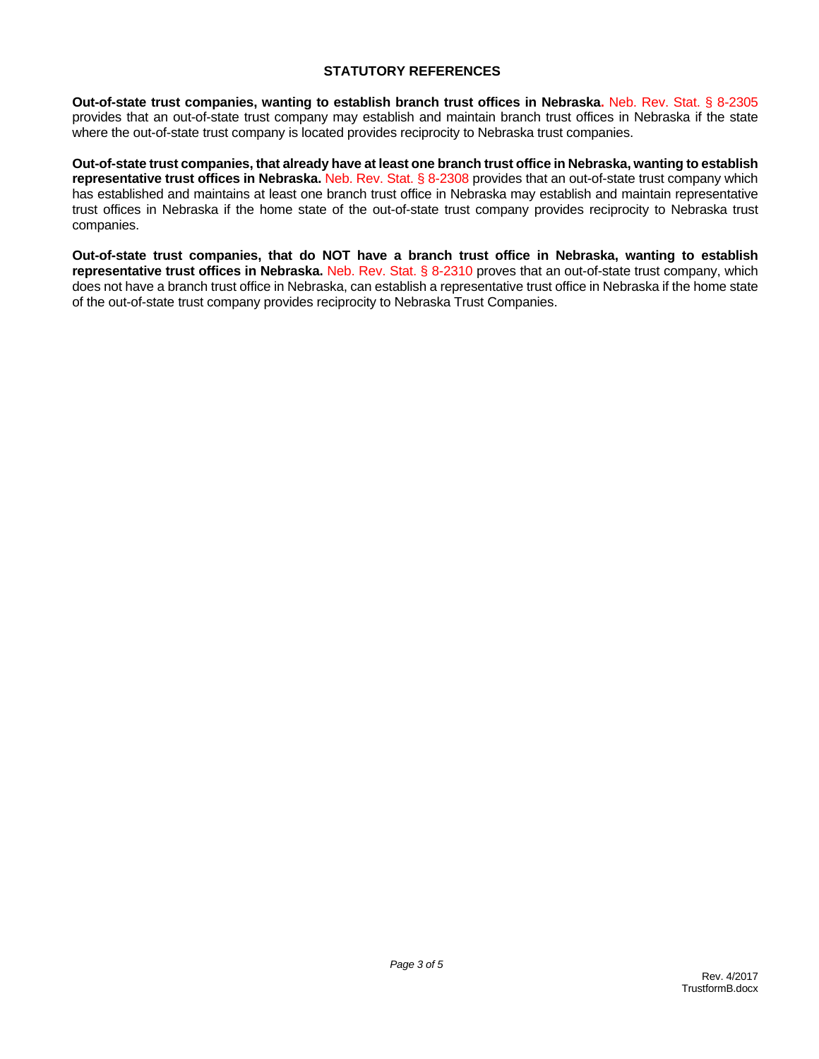## STATUTORY REFERENCES

**Out-of-state trust companies, wanting to establish branch trust offices in Nebraska.** Neb. Rev. Stat. § 8-2305 provides that an out-of-state trust company may establish and maintain branch trust offices in Nebraska if the state where the out-of-state trust company is located provides reciprocity to Nebraska trust companies.

**Out-of-state trust companies, that already have at least one branch trust office in Nebraska, wanting to establish representative trust offices in Nebraska.** Neb. Rev. Stat. § 8-2308 provides that an out-of-state trust company which has established and maintains at least one branch trust office in Nebraska may establish and maintain representative trust offices in Nebraska if the home state of the out-of-state trust company provides reciprocity to Nebraska trust companies.

**Out-of-state trust companies, that do NOT have a branch trust office in Nebraska, wanting to establish representative trust offices in Nebraska.** Neb. Rev. Stat. § 8-2310 proves that an out-of-state trust company, which does not have a branch trust office in Nebraska, can establish a representative trust office in Nebraska if the home state of the out-of-state trust company provides reciprocity to Nebraska Trust Companies.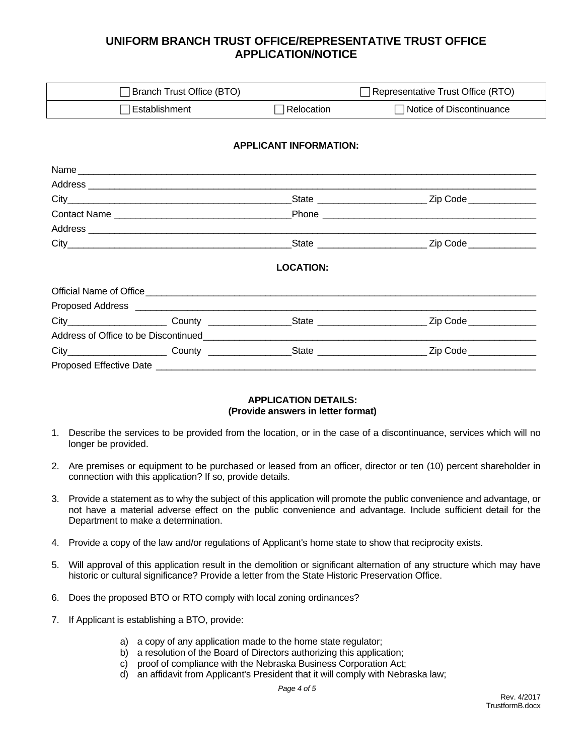# UNIFORM BRANCH TRUST OFFICE/REPRESENTATIVE TRUST OFFICE APPLICATION/NOTICE

| ☐ Branch Trust Office (BTO) | | ☐ Representative Trust Office (RTO) |
|---|---|---|
| ☐ Establishment | ☐ Relocation | ☐ Notice of Discontinuance |

## APPLICANT INFORMATION:

Name ____________________________________________________________________________________

Address __________________________________________________________________________________

City_______________________________________State ____________________ Zip Code _____________

Contact Name ________________________________Phone ________________________________________

Address __________________________________________________________________________________

City_______________________________________State ____________________ Zip Code _____________

## LOCATION:

Official Name of Office _______________________________________________________________________

Proposed Address ___________________________________________________________________________

City___________________ County ________________State ____________________ Zip Code _____________

Address of Office to be Discontinued______________________________________________________________

City___________________ County ________________State ____________________ Zip Code _____________

Proposed Effective Date _______________________________________________________________________

## APPLICATION DETAILS:
**(Provide answers in letter format)**

1. Describe the services to be provided from the location, or in the case of a discontinuance, services which will no longer be provided.

2. Are premises or equipment to be purchased or leased from an officer, director or ten (10) percent shareholder in connection with this application? If so, provide details.

3. Provide a statement as to why the subject of this application will promote the public convenience and advantage, or not have a material adverse effect on the public convenience and advantage. Include sufficient detail for the Department to make a determination.

4. Provide a copy of the law and/or regulations of Applicant's home state to show that reciprocity exists.

5. Will approval of this application result in the demolition or significant alternation of any structure which may have historic or cultural significance? Provide a letter from the State Historic Preservation Office.

6. Does the proposed BTO or RTO comply with local zoning ordinances?

7. If Applicant is establishing a BTO, provide:

   a) a copy of any application made to the home state regulator;
   b) a resolution of the Board of Directors authorizing this application;
   c) proof of compliance with the Nebraska Business Corporation Act;
   d) an affidavit from Applicant's President that it will comply with Nebraska law;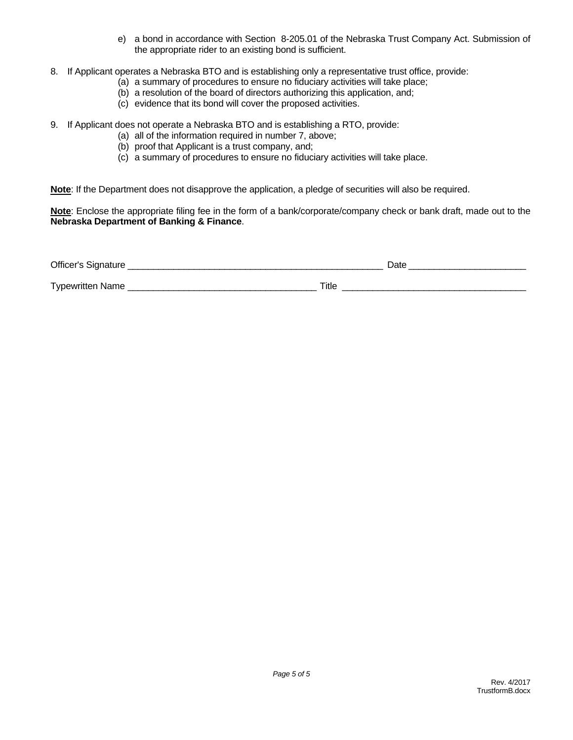e) a bond in accordance with Section 8-205.01 of the Nebraska Trust Company Act. Submission of the appropriate rider to an existing bond is sufficient.

8. If Applicant operates a Nebraska BTO and is establishing only a representative trust office, provide:
   (a) a summary of procedures to ensure no fiduciary activities will take place;
   (b) a resolution of the board of directors authorizing this application, and;
   (c) evidence that its bond will cover the proposed activities.

9. If Applicant does not operate a Nebraska BTO and is establishing a RTO, provide:
   (a) all of the information required in number 7, above;
   (b) proof that Applicant is a trust company, and;
   (c) a summary of procedures to ensure no fiduciary activities will take place.

**Note**: If the Department does not disapprove the application, a pledge of securities will also be required.

**Note**: Enclose the appropriate filing fee in the form of a bank/corporate/company check or bank draft, made out to the **Nebraska Department of Banking & Finance**.

Officer's Signature ____________________________________________________ Date ______________________

Typewritten Name ______________________________________ Title ____________________________________

Rev. 4/2017
TrustformB.docx